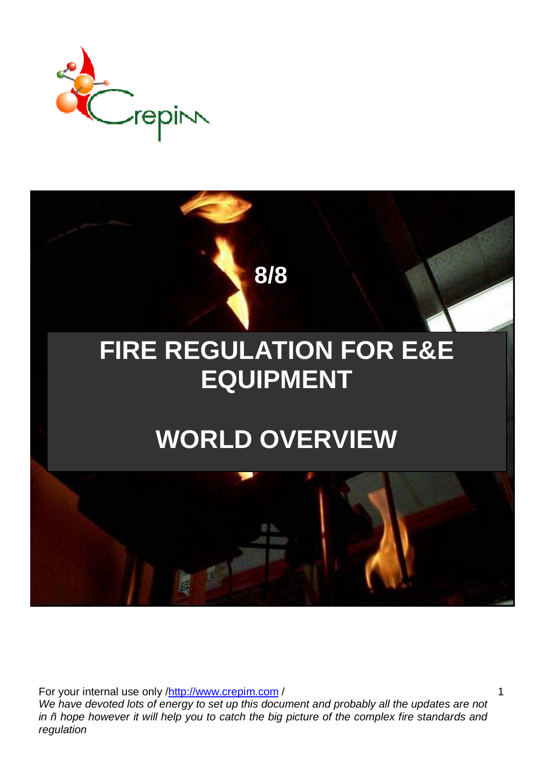8/8

# FIRE REGULATION FOR E&E EQUIPMENT

# WORLD OVERVIEW

For your internal use only /http://www.crepim.com /

*We have devoted lots of energy to set up this document and probably all the updates are not in ñ hope however it will help you to catch the big picture of the complex fire standards and regulation*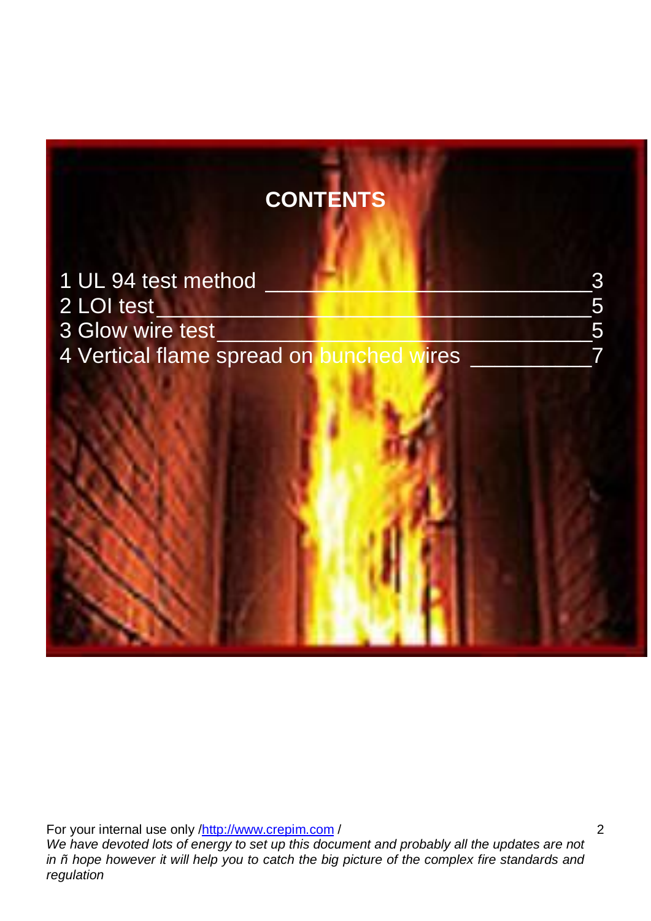# CONTENTS

1 UL 94 test method ________________________3
2 LOI test________________________________5
3 Glow wire test____________________________5
4 Vertical flame spread on bunched wires _________7

For your internal use only /http://www.crepim.com /
*We have devoted lots of energy to set up this document and probably all the updates are not in ñ hope however it will help you to catch the big picture of the complex fire standards and regulation*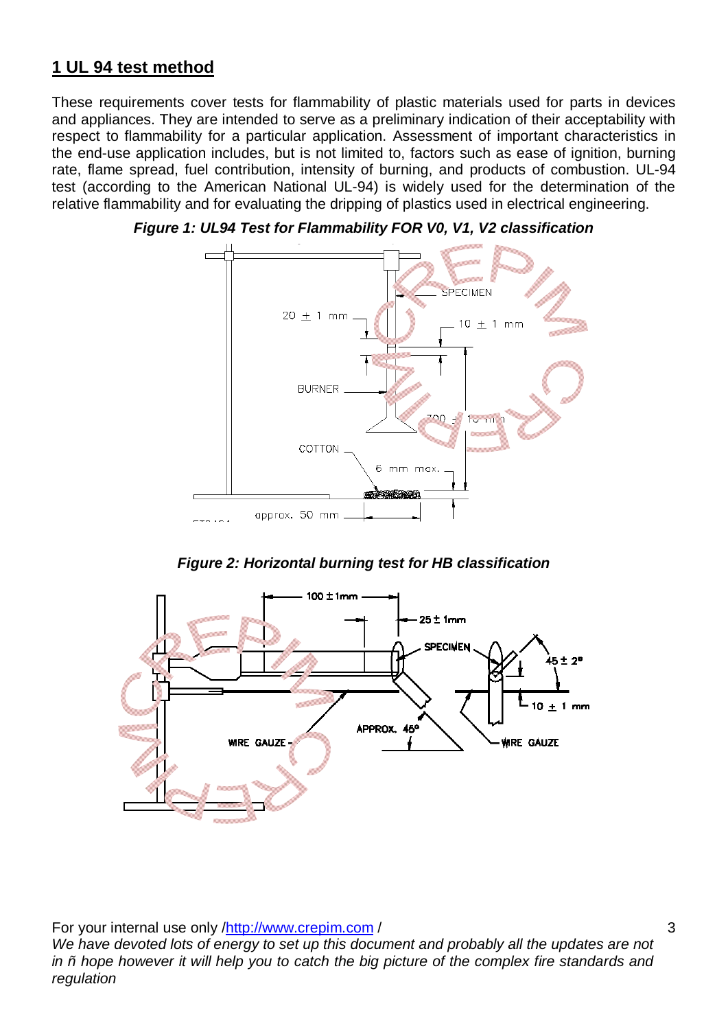## 1 UL 94 test method

These requirements cover tests for flammability of plastic materials used for parts in devices and appliances. They are intended to serve as a preliminary indication of their acceptability with respect to flammability for a particular application. Assessment of important characteristics in the end-use application includes, but is not limited to, factors such as ease of ignition, burning rate, flame spread, fuel contribution, intensity of burning, and products of combustion. UL-94 test (according to the American National UL-94) is widely used for the determination of the relative flammability and for evaluating the dripping of plastics used in electrical engineering.

***Figure 1: UL94 Test for Flammability FOR V0, V1, V2 classification***

***Figure 2: Horizontal burning test for HB classification***

For your internal use only /http://www.crepim.com /

*We have devoted lots of energy to set up this document and probably all the updates are not in ñ hope however it will help you to catch the big picture of the complex fire standards and regulation*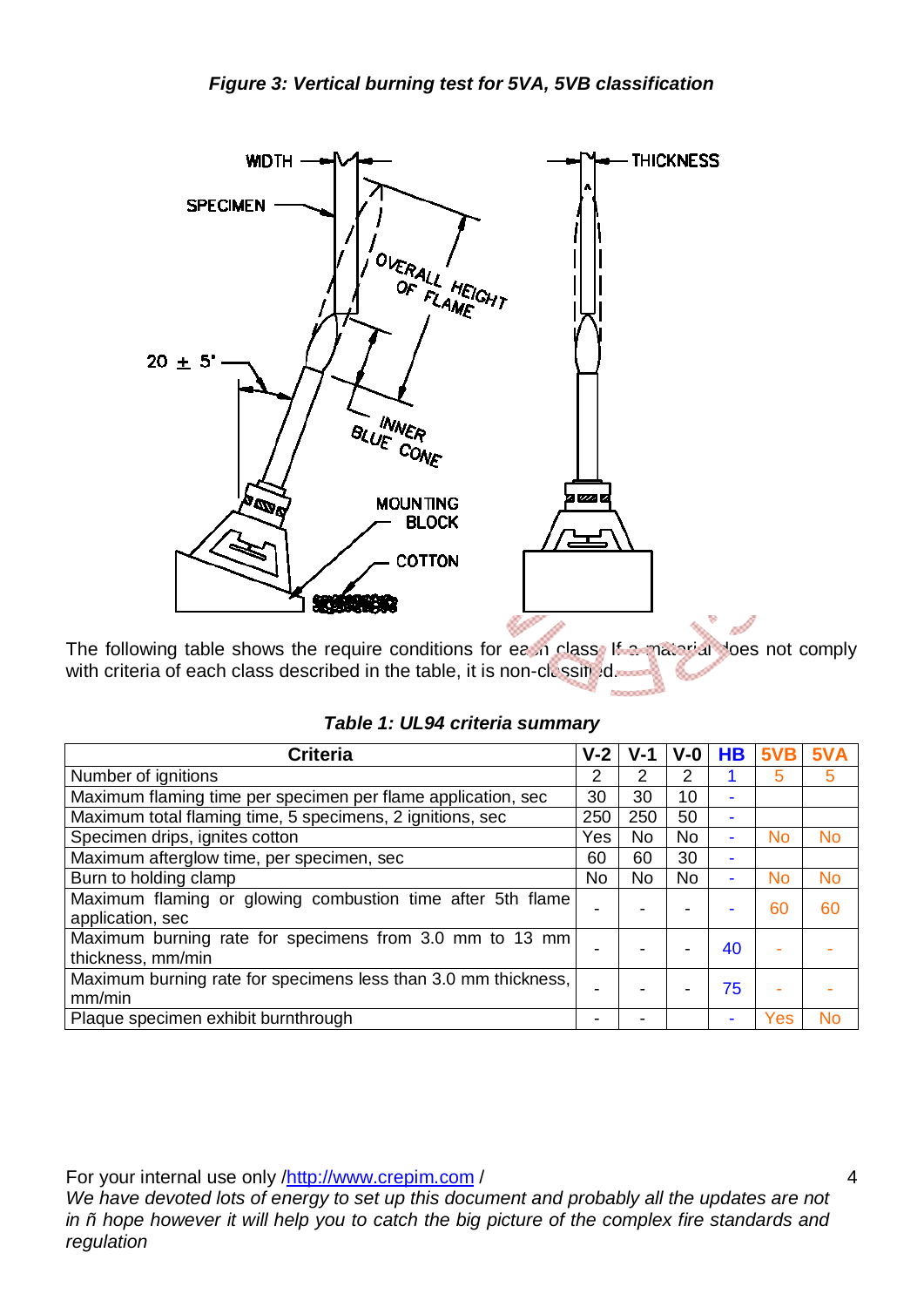***Figure 3: Vertical burning test for 5VA, 5VB classification***

The following table shows the require conditions for each class. If a material does not comply with criteria of each class described in the table, it is non-classified.

***Table 1: UL94 criteria summary***

| Criteria | V-2 | V-1 | V-0 | HB | 5VB | 5VA |
|---|---|---|---|---|---|---|
| Number of ignitions | 2 | 2 | 2 | 1 | 5 | 5 |
| Maximum flaming time per specimen per flame application, sec | 30 | 30 | 10 | - | | |
| Maximum total flaming time, 5 specimens, 2 ignitions, sec | 250 | 250 | 50 | - | | |
| Specimen drips, ignites cotton | Yes | No | No | - | No | No |
| Maximum afterglow time, per specimen, sec | 60 | 60 | 30 | - | | |
| Burn to holding clamp | No | No | No | - | No | No |
| Maximum flaming or glowing combustion time after 5th flame application, sec | - | - | - | - | 60 | 60 |
| Maximum burning rate for specimens from 3.0 mm to 13 mm thickness, mm/min | - | - | - | 40 | - | - |
| Maximum burning rate for specimens less than 3.0 mm thickness, mm/min | - | - | - | 75 | - | - |
| Plaque specimen exhibit burnthrough | - | - | | - | Yes | No |

For your internal use only /http://www.crepim.com /

*We have devoted lots of energy to set up this document and probably all the updates are not in ñ hope however it will help you to catch the big picture of the complex fire standards and regulation*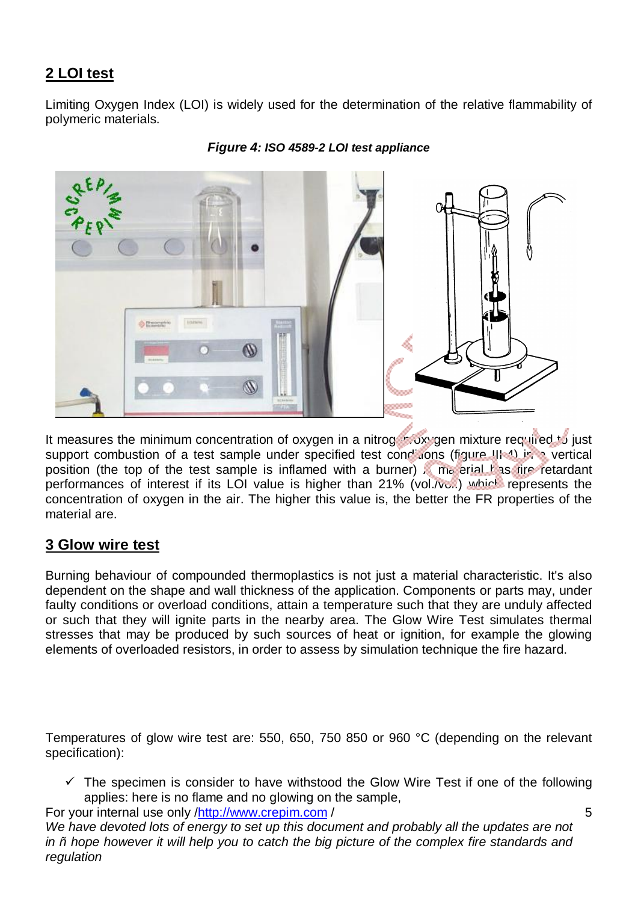## 2 LOI test

Limiting Oxygen Index (LOI) is widely used for the determination of the relative flammability of polymeric materials.

***Figure 4: ISO 4589-2 LOI test appliance***

It measures the minimum concentration of oxygen in a nitrogen/oxygen mixture required to just support combustion of a test sample under specified test conditions (figure III-4) in a vertical position (the top of the test sample is inflamed with a burner). A material has fire retardant performances of interest if its LOI value is higher than 21% (vol./vol.) which represents the concentration of oxygen in the air. The higher this value is, the better the FR properties of the material are.

## 3 Glow wire test

Burning behaviour of compounded thermoplastics is not just a material characteristic. It's also dependent on the shape and wall thickness of the application. Components or parts may, under faulty conditions or overload conditions, attain a temperature such that they are unduly affected or such that they will ignite parts in the nearby area. The Glow Wire Test simulates thermal stresses that may be produced by such sources of heat or ignition, for example the glowing elements of overloaded resistors, in order to assess by simulation technique the fire hazard.

Temperatures of glow wire test are: 550, 650, 750 850 or 960 °C (depending on the relevant specification):

- ✓ The specimen is consider to have withstood the Glow Wire Test if one of the following applies: here is no flame and no glowing on the sample,

For your internal use only /http://www.crepim.com /

*We have devoted lots of energy to set up this document and probably all the updates are not in ñ hope however it will help you to catch the big picture of the complex fire standards and regulation*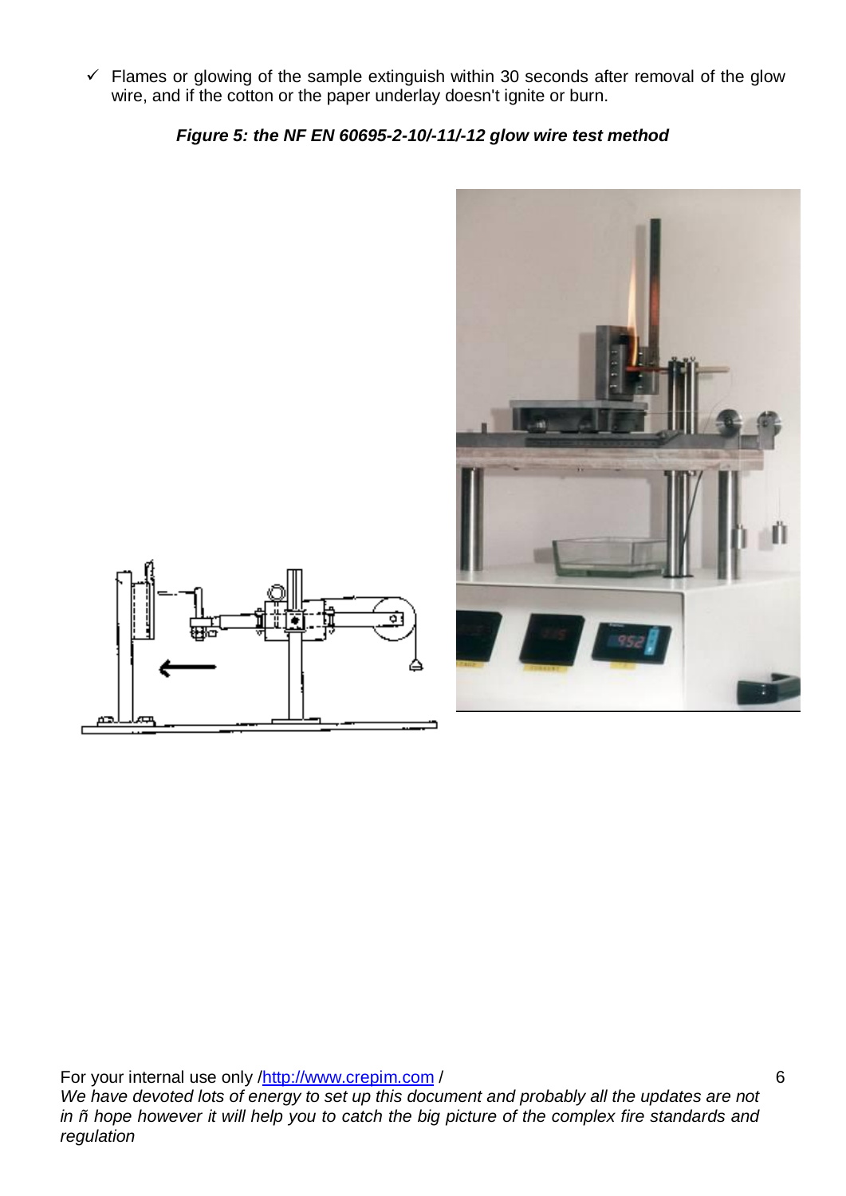- ✓ Flames or glowing of the sample extinguish within 30 seconds after removal of the glow wire, and if the cotton or the paper underlay doesn't ignite or burn.

***Figure 5: the NF EN 60695-2-10/-11/-12 glow wire test method***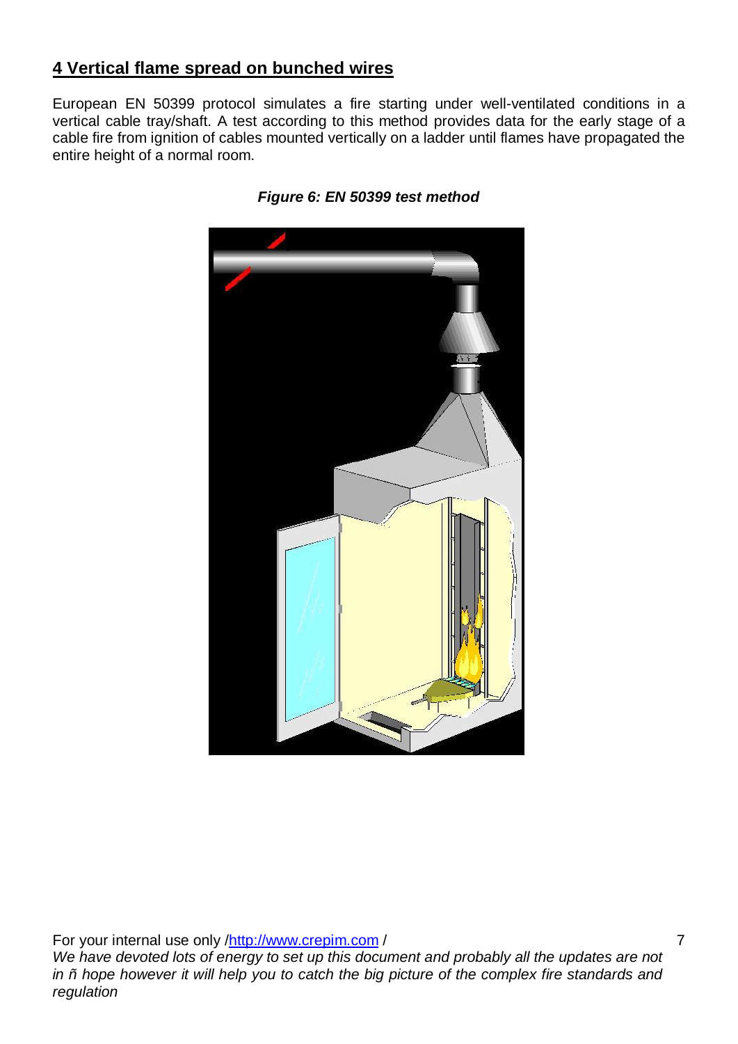## 4 Vertical flame spread on bunched wires

European EN 50399 protocol simulates a fire starting under well-ventilated conditions in a vertical cable tray/shaft. A test according to this method provides data for the early stage of a cable fire from ignition of cables mounted vertically on a ladder until flames have propagated the entire height of a normal room.

***Figure 6: EN 50399 test method***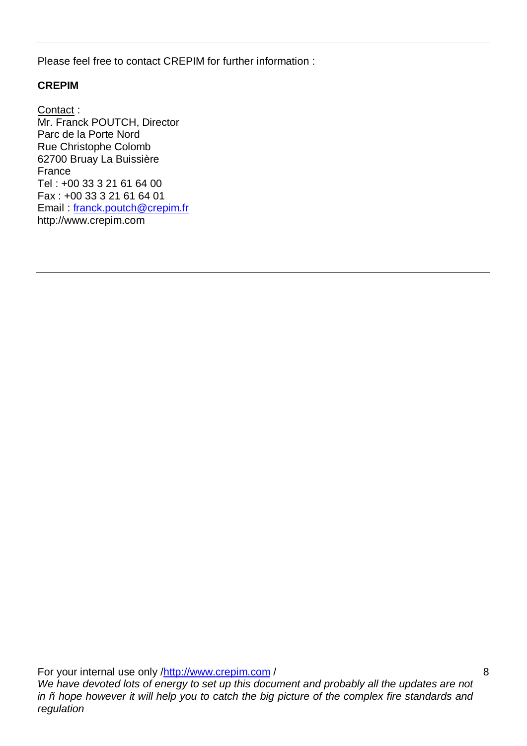Please feel free to contact CREPIM for further information :

**CREPIM**

Contact :
Mr. Franck POUTCH, Director
Parc de la Porte Nord
Rue Christophe Colomb
62700 Bruay La Buissière
France
Tel : +00 33 3 21 61 64 00
Fax : +00 33 3 21 61 64 01
Email : franck.poutch@crepim.fr
http://www.crepim.com

For your internal use only /http://www.crepim.com /

*We have devoted lots of energy to set up this document and probably all the updates are not in ñ hope however it will help you to catch the big picture of the complex fire standards and regulation*